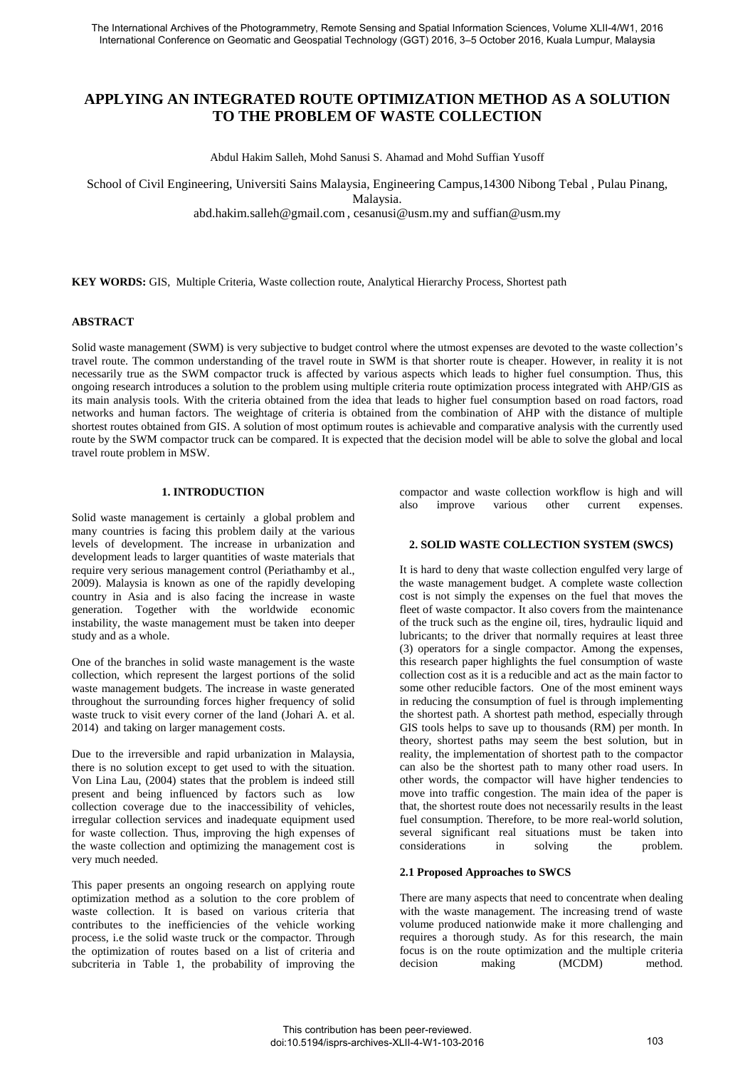# APPLYING AN INTEGRATED ROUTE OPTIMIZATION METHOD AS A SOLUTION TO THE PROBLEM OF WASTE COLLECTION

Abdul Hakim Salleh, Mohd Sanusi S. Ahamad and Mohd Suffian Yusoff

School of Civil Engineering, Universiti Sains Malaysia, Engineering Campus,14300 Nibong Tebal , Pulau Pinang, Malaysia.
abd.hakim.salleh@gmail.com , cesanusi@usm.my and suffian@usm.my

**KEY WORDS:** GIS, Multiple Criteria, Waste collection route, Analytical Hierarchy Process, Shortest path

## ABSTRACT

Solid waste management (SWM) is very subjective to budget control where the utmost expenses are devoted to the waste collection's travel route. The common understanding of the travel route in SWM is that shorter route is cheaper. However, in reality it is not necessarily true as the SWM compactor truck is affected by various aspects which leads to higher fuel consumption. Thus, this ongoing research introduces a solution to the problem using multiple criteria route optimization process integrated with AHP/GIS as its main analysis tools. With the criteria obtained from the idea that leads to higher fuel consumption based on road factors, road networks and human factors. The weightage of criteria is obtained from the combination of AHP with the distance of multiple shortest routes obtained from GIS. A solution of most optimum routes is achievable and comparative analysis with the currently used route by the SWM compactor truck can be compared. It is expected that the decision model will be able to solve the global and local travel route problem in MSW.

## 1. INTRODUCTION

Solid waste management is certainly a global problem and many countries is facing this problem daily at the various levels of development. The increase in urbanization and development leads to larger quantities of waste materials that require very serious management control (Periathamby et al., 2009). Malaysia is known as one of the rapidly developing country in Asia and is also facing the increase in waste generation. Together with the worldwide economic instability, the waste management must be taken into deeper study and as a whole.

One of the branches in solid waste management is the waste collection, which represent the largest portions of the solid waste management budgets. The increase in waste generated throughout the surrounding forces higher frequency of solid waste truck to visit every corner of the land (Johari A. et al. 2014) and taking on larger management costs.

Due to the irreversible and rapid urbanization in Malaysia, there is no solution except to get used to with the situation. Von Lina Lau, (2004) states that the problem is indeed still present and being influenced by factors such as low collection coverage due to the inaccessibility of vehicles, irregular collection services and inadequate equipment used for waste collection. Thus, improving the high expenses of the waste collection and optimizing the management cost is very much needed.

This paper presents an ongoing research on applying route optimization method as a solution to the core problem of waste collection. It is based on various criteria that contributes to the inefficiencies of the vehicle working process, i.e the solid waste truck or the compactor. Through the optimization of routes based on a list of criteria and subcriteria in Table 1, the probability of improving the compactor and waste collection workflow is high and will also improve various other current expenses.

## 2. SOLID WASTE COLLECTION SYSTEM (SWCS)

It is hard to deny that waste collection engulfed very large of the waste management budget. A complete waste collection cost is not simply the expenses on the fuel that moves the fleet of waste compactor. It also covers from the maintenance of the truck such as the engine oil, tires, hydraulic liquid and lubricants; to the driver that normally requires at least three (3) operators for a single compactor. Among the expenses, this research paper highlights the fuel consumption of waste collection cost as it is a reducible and act as the main factor to some other reducible factors. One of the most eminent ways in reducing the consumption of fuel is through implementing the shortest path. A shortest path method, especially through GIS tools helps to save up to thousands (RM) per month. In theory, shortest paths may seem the best solution, but in reality, the implementation of shortest path to the compactor can also be the shortest path to many other road users. In other words, the compactor will have higher tendencies to move into traffic congestion. The main idea of the paper is that, the shortest route does not necessarily results in the least fuel consumption. Therefore, to be more real-world solution, several significant real situations must be taken into considerations in solving the problem.

### 2.1 Proposed Approaches to SWCS

There are many aspects that need to concentrate when dealing with the waste management. The increasing trend of waste volume produced nationwide make it more challenging and requires a thorough study. As for this research, the main focus is on the route optimization and the multiple criteria decision making (MCDM) method.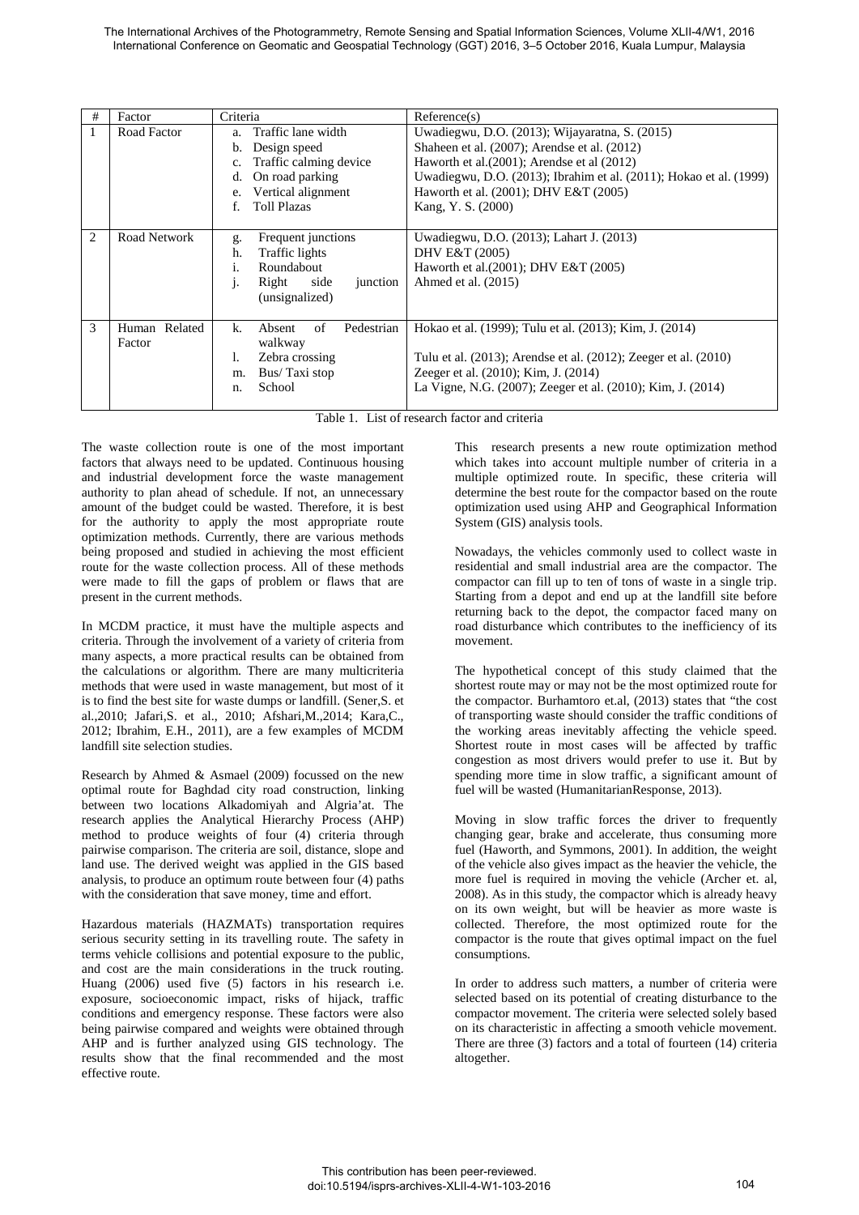| # | Factor | Criteria | Reference(s) |
|---|---|---|---|
| 1 | Road Factor | a. Traffic lane width<br>b. Design speed<br>c. Traffic calming device<br>d. On road parking<br>e. Vertical alignment<br>f. Toll Plazas | Uwadiegwu, D.O. (2013); Wijayaratna, S. (2015)<br>Shaheen et al. (2007); Arendse et al. (2012)<br>Haworth et al.(2001); Arendse et al (2012)<br>Uwadiegwu, D.O. (2013); Ibrahim et al. (2011); Hokao et al. (1999)<br>Haworth et al. (2001); DHV E&T (2005)<br>Kang, Y. S. (2000) |
| 2 | Road Network | g. Frequent junctions<br>h. Traffic lights<br>i. Roundabout<br>j. Right side junction (unsignalized) | Uwadiegwu, D.O. (2013); Lahart J. (2013)<br>DHV E&T (2005)<br>Haworth et al.(2001); DHV E&T (2005)<br>Ahmed et al. (2015) |
| 3 | Human Related Factor | k. Absent of Pedestrian walkway<br>l. Zebra crossing<br>m. Bus/ Taxi stop<br>n. School | Hokao et al. (1999); Tulu et al. (2013); Kim, J. (2014)<br>Tulu et al. (2013); Arendse et al. (2012); Zeeger et al. (2010)<br>Zeeger et al. (2010); Kim, J. (2014)<br>La Vigne, N.G. (2007); Zeeger et al. (2010); Kim, J. (2014) |

Table 1. List of research factor and criteria

The waste collection route is one of the most important factors that always need to be updated. Continuous housing and industrial development force the waste management authority to plan ahead of schedule. If not, an unnecessary amount of the budget could be wasted. Therefore, it is best for the authority to apply the most appropriate route optimization methods. Currently, there are various methods being proposed and studied in achieving the most efficient route for the waste collection process. All of these methods were made to fill the gaps of problem or flaws that are present in the current methods.

In MCDM practice, it must have the multiple aspects and criteria. Through the involvement of a variety of criteria from many aspects, a more practical results can be obtained from the calculations or algorithm. There are many multicriteria methods that were used in waste management, but most of it is to find the best site for waste dumps or landfill. (Sener,S. et al.,2010; Jafari,S. et al., 2010; Afshari,M.,2014; Kara,C., 2012; Ibrahim, E.H., 2011), are a few examples of MCDM landfill site selection studies.

Research by Ahmed & Asmael (2009) focussed on the new optimal route for Baghdad city road construction, linking between two locations Alkadomiyah and Algria'at. The research applies the Analytical Hierarchy Process (AHP) method to produce weights of four (4) criteria through pairwise comparison. The criteria are soil, distance, slope and land use. The derived weight was applied in the GIS based analysis, to produce an optimum route between four (4) paths with the consideration that save money, time and effort.

Hazardous materials (HAZMATs) transportation requires serious security setting in its travelling route. The safety in terms vehicle collisions and potential exposure to the public, and cost are the main considerations in the truck routing. Huang (2006) used five (5) factors in his research i.e. exposure, socioeconomic impact, risks of hijack, traffic conditions and emergency response. These factors were also being pairwise compared and weights were obtained through AHP and is further analyzed using GIS technology. The results show that the final recommended and the most effective route.

This research presents a new route optimization method which takes into account multiple number of criteria in a multiple optimized route. In specific, these criteria will determine the best route for the compactor based on the route optimization used using AHP and Geographical Information System (GIS) analysis tools.

Nowadays, the vehicles commonly used to collect waste in residential and small industrial area are the compactor. The compactor can fill up to ten of tons of waste in a single trip. Starting from a depot and end up at the landfill site before returning back to the depot, the compactor faced many on road disturbance which contributes to the inefficiency of its movement.

The hypothetical concept of this study claimed that the shortest route may or may not be the most optimized route for the compactor. Burhamtoro et.al, (2013) states that "the cost of transporting waste should consider the traffic conditions of the working areas inevitably affecting the vehicle speed. Shortest route in most cases will be affected by traffic congestion as most drivers would prefer to use it. But by spending more time in slow traffic, a significant amount of fuel will be wasted (HumanitarianResponse, 2013).

Moving in slow traffic forces the driver to frequently changing gear, brake and accelerate, thus consuming more fuel (Haworth, and Symmons, 2001). In addition, the weight of the vehicle also gives impact as the heavier the vehicle, the more fuel is required in moving the vehicle (Archer et. al, 2008). As in this study, the compactor which is already heavy on its own weight, but will be heavier as more waste is collected. Therefore, the most optimized route for the compactor is the route that gives optimal impact on the fuel consumptions.

In order to address such matters, a number of criteria were selected based on its potential of creating disturbance to the compactor movement. The criteria were selected solely based on its characteristic in affecting a smooth vehicle movement. There are three (3) factors and a total of fourteen (14) criteria altogether.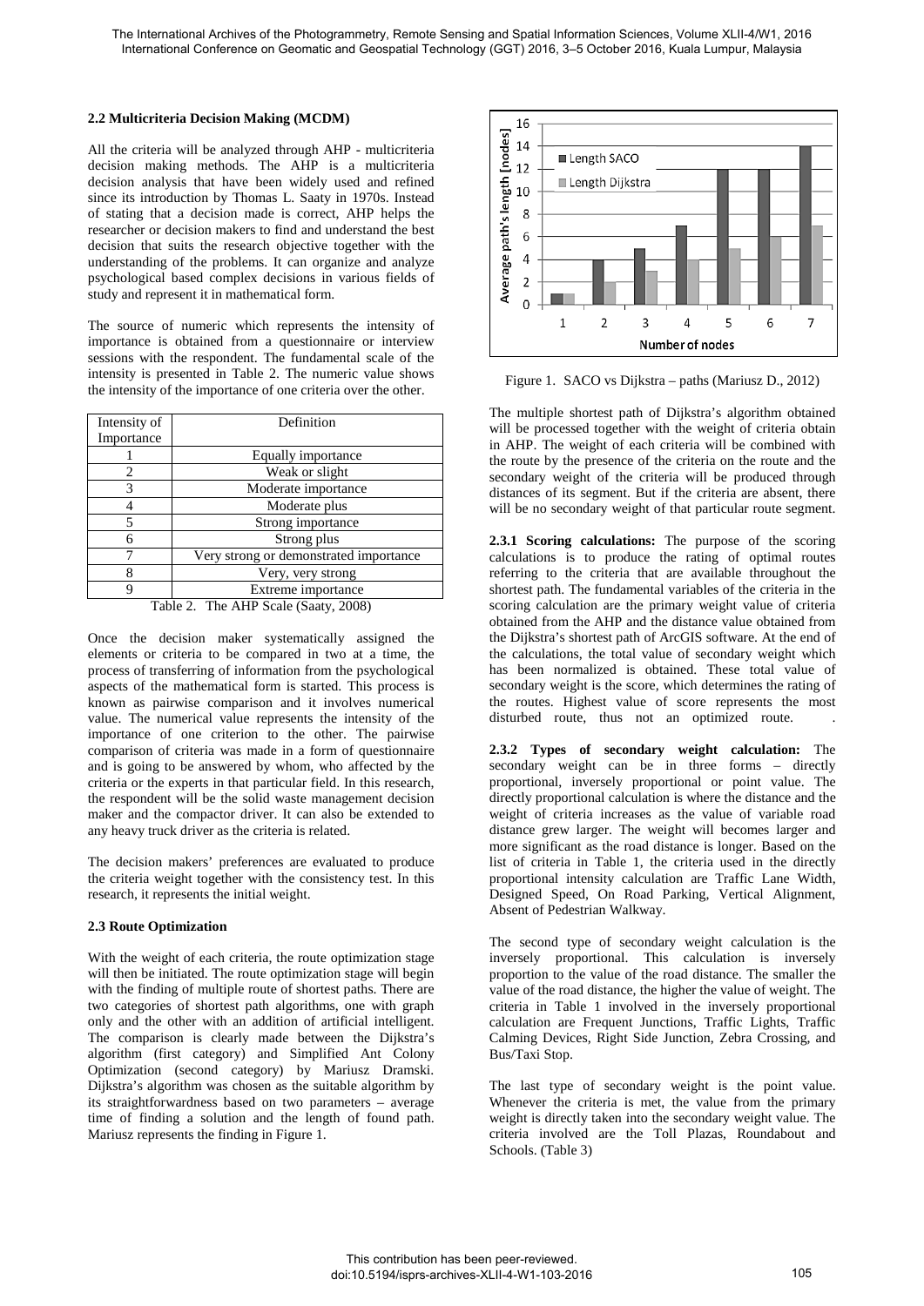### 2.2 Multicriteria Decision Making (MCDM)

All the criteria will be analyzed through AHP - multicriteria decision making methods. The AHP is a multicriteria decision analysis that have been widely used and refined since its introduction by Thomas L. Saaty in 1970s. Instead of stating that a decision made is correct, AHP helps the researcher or decision makers to find and understand the best decision that suits the research objective together with the understanding of the problems. It can organize and analyze psychological based complex decisions in various fields of study and represent it in mathematical form.

The source of numeric which represents the intensity of importance is obtained from a questionnaire or interview sessions with the respondent. The fundamental scale of the intensity is presented in Table 2. The numeric value shows the intensity of the importance of one criteria over the other.

| Intensity of Importance | Definition |
|---|---|
| 1 | Equally importance |
| 2 | Weak or slight |
| 3 | Moderate importance |
| 4 | Moderate plus |
| 5 | Strong importance |
| 6 | Strong plus |
| 7 | Very strong or demonstrated importance |
| 8 | Very, very strong |
| 9 | Extreme importance |

Table 2. The AHP Scale (Saaty, 2008)

Once the decision maker systematically assigned the elements or criteria to be compared in two at a time, the process of transferring of information from the psychological aspects of the mathematical form is started. This process is known as pairwise comparison and it involves numerical value. The numerical value represents the intensity of the importance of one criterion to the other. The pairwise comparison of criteria was made in a form of questionnaire and is going to be answered by whom, who affected by the criteria or the experts in that particular field. In this research, the respondent will be the solid waste management decision maker and the compactor driver. It can also be extended to any heavy truck driver as the criteria is related.

The decision makers' preferences are evaluated to produce the criteria weight together with the consistency test. In this research, it represents the initial weight.

### 2.3 Route Optimization

With the weight of each criteria, the route optimization stage will then be initiated. The route optimization stage will begin with the finding of multiple route of shortest paths. There are two categories of shortest path algorithms, one with graph only and the other with an addition of artificial intelligent. The comparison is clearly made between the Dijkstra's algorithm (first category) and Simplified Ant Colony Optimization (second category) by Mariusz Dramski. Dijkstra's algorithm was chosen as the suitable algorithm by its straightforwardness based on two parameters – average time of finding a solution and the length of found path. Mariusz represents the finding in Figure 1.

| Number of nodes | Length SACO | Length Dijkstra |
|---|---|---|
| 1 | 1 | 1 |
| 2 | 4 | 2 |
| 3 | 5 | 3 |
| 4 | 7 | 4 |
| 5 | 12 | 5 |
| 6 | 12 | 6 |
| 7 | 14 | 7 |

Figure 1. SACO vs Dijkstra – paths (Mariusz D., 2012)

The multiple shortest path of Dijkstra's algorithm obtained will be processed together with the weight of criteria obtain in AHP. The weight of each criteria will be combined with the route by the presence of the criteria on the route and the secondary weight of the criteria will be produced through distances of its segment. But if the criteria are absent, there will be no secondary weight of that particular route segment.

**2.3.1 Scoring calculations:** The purpose of the scoring calculations is to produce the rating of optimal routes referring to the criteria that are available throughout the shortest path. The fundamental variables of the criteria in the scoring calculation are the primary weight value of criteria obtained from the AHP and the distance value obtained from the Dijkstra's shortest path of ArcGIS software. At the end of the calculations, the total value of secondary weight which has been normalized is obtained. These total value of secondary weight is the score, which determines the rating of the routes. Highest value of score represents the most disturbed route, thus not an optimized route.

**2.3.2 Types of secondary weight calculation:** The secondary weight can be in three forms – directly proportional, inversely proportional or point value. The directly proportional calculation is where the distance and the weight of criteria increases as the value of variable road distance grew larger. The weight will becomes larger and more significant as the road distance is longer. Based on the list of criteria in Table 1, the criteria used in the directly proportional intensity calculation are Traffic Lane Width, Designed Speed, On Road Parking, Vertical Alignment, Absent of Pedestrian Walkway.

The second type of secondary weight calculation is the inversely proportional. This calculation is inversely proportion to the value of the road distance. The smaller the value of the road distance, the higher the value of weight. The criteria in Table 1 involved in the inversely proportional calculation are Frequent Junctions, Traffic Lights, Traffic Calming Devices, Right Side Junction, Zebra Crossing, and Bus/Taxi Stop.

The last type of secondary weight is the point value. Whenever the criteria is met, the value from the primary weight is directly taken into the secondary weight value. The criteria involved are the Toll Plazas, Roundabout and Schools. (Table 3)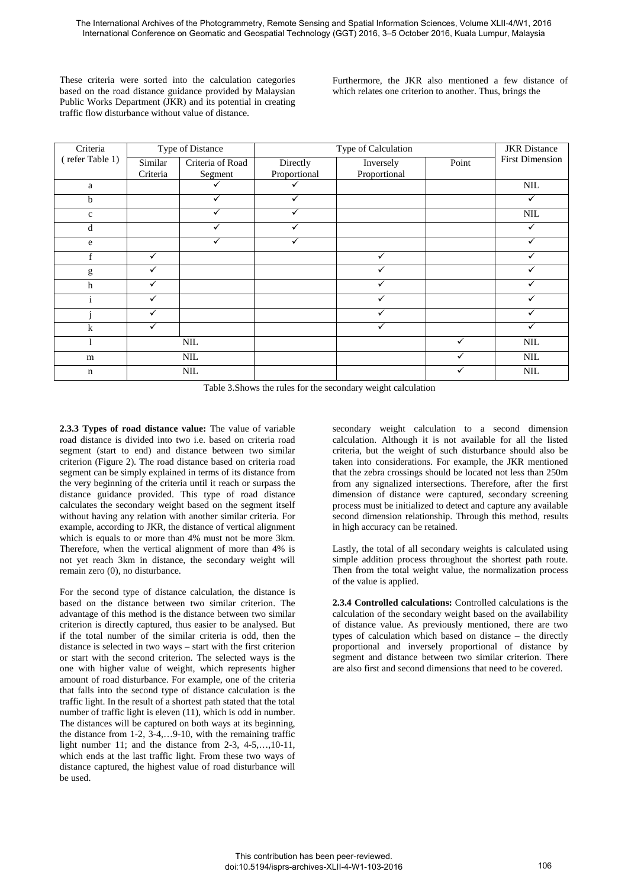These criteria were sorted into the calculation categories based on the road distance guidance provided by Malaysian Public Works Department (JKR) and its potential in creating traffic flow disturbance without value of distance.

Furthermore, the JKR also mentioned a few distance of which relates one criterion to another. Thus, brings the

| Criteria (refer Table 1) | Type of Distance | | Type of Calculation | | | JKR Distance First Dimension |
|---|---|---|---|---|---|---|
| | Similar Criteria | Criteria of Road Segment | Directly Proportional | Inversely Proportional | Point | |
| a | | ✓ | ✓ | | | NIL |
| b | | ✓ | ✓ | | | ✓ |
| c | | ✓ | ✓ | | | NIL |
| d | | ✓ | ✓ | | | ✓ |
| e | | ✓ | ✓ | | | ✓ |
| f | ✓ | | | ✓ | | ✓ |
| g | ✓ | | | ✓ | | ✓ |
| h | ✓ | | | ✓ | | ✓ |
| i | ✓ | | | ✓ | | ✓ |
| j | ✓ | | | ✓ | | ✓ |
| k | ✓ | | | ✓ | | ✓ |
| l | NIL | | | | ✓ | NIL |
| m | NIL | | | | ✓ | NIL |
| n | NIL | | | | ✓ | NIL |

Table 3.Shows the rules for the secondary weight calculation

**2.3.3 Types of road distance value:** The value of variable road distance is divided into two i.e. based on criteria road segment (start to end) and distance between two similar criterion (Figure 2). The road distance based on criteria road segment can be simply explained in terms of its distance from the very beginning of the criteria until it reach or surpass the distance guidance provided. This type of road distance calculates the secondary weight based on the segment itself without having any relation with another similar criteria. For example, according to JKR, the distance of vertical alignment which is equals to or more than 4% must not be more 3km. Therefore, when the vertical alignment of more than 4% is not yet reach 3km in distance, the secondary weight will remain zero (0), no disturbance.

For the second type of distance calculation, the distance is based on the distance between two similar criterion. The advantage of this method is the distance between two similar criterion is directly captured, thus easier to be analysed. But if the total number of the similar criteria is odd, then the distance is selected in two ways – start with the first criterion or start with the second criterion. The selected ways is the one with higher value of weight, which represents higher amount of road disturbance. For example, one of the criteria that falls into the second type of distance calculation is the traffic light. In the result of a shortest path stated that the total number of traffic light is eleven (11), which is odd in number. The distances will be captured on both ways at its beginning, the distance from 1-2, 3-4,…9-10, with the remaining traffic light number 11; and the distance from 2-3, 4-5,…,10-11, which ends at the last traffic light. From these two ways of distance captured, the highest value of road disturbance will be used.

secondary weight calculation to a second dimension calculation. Although it is not available for all the listed criteria, but the weight of such disturbance should also be taken into considerations. For example, the JKR mentioned that the zebra crossings should be located not less than 250m from any signalized intersections. Therefore, after the first dimension of distance were captured, secondary screening process must be initialized to detect and capture any available second dimension relationship. Through this method, results in high accuracy can be retained.

Lastly, the total of all secondary weights is calculated using simple addition process throughout the shortest path route. Then from the total weight value, the normalization process of the value is applied.

**2.3.4 Controlled calculations:** Controlled calculations is the calculation of the secondary weight based on the availability of distance value. As previously mentioned, there are two types of calculation which based on distance – the directly proportional and inversely proportional of distance by segment and distance between two similar criterion. There are also first and second dimensions that need to be covered.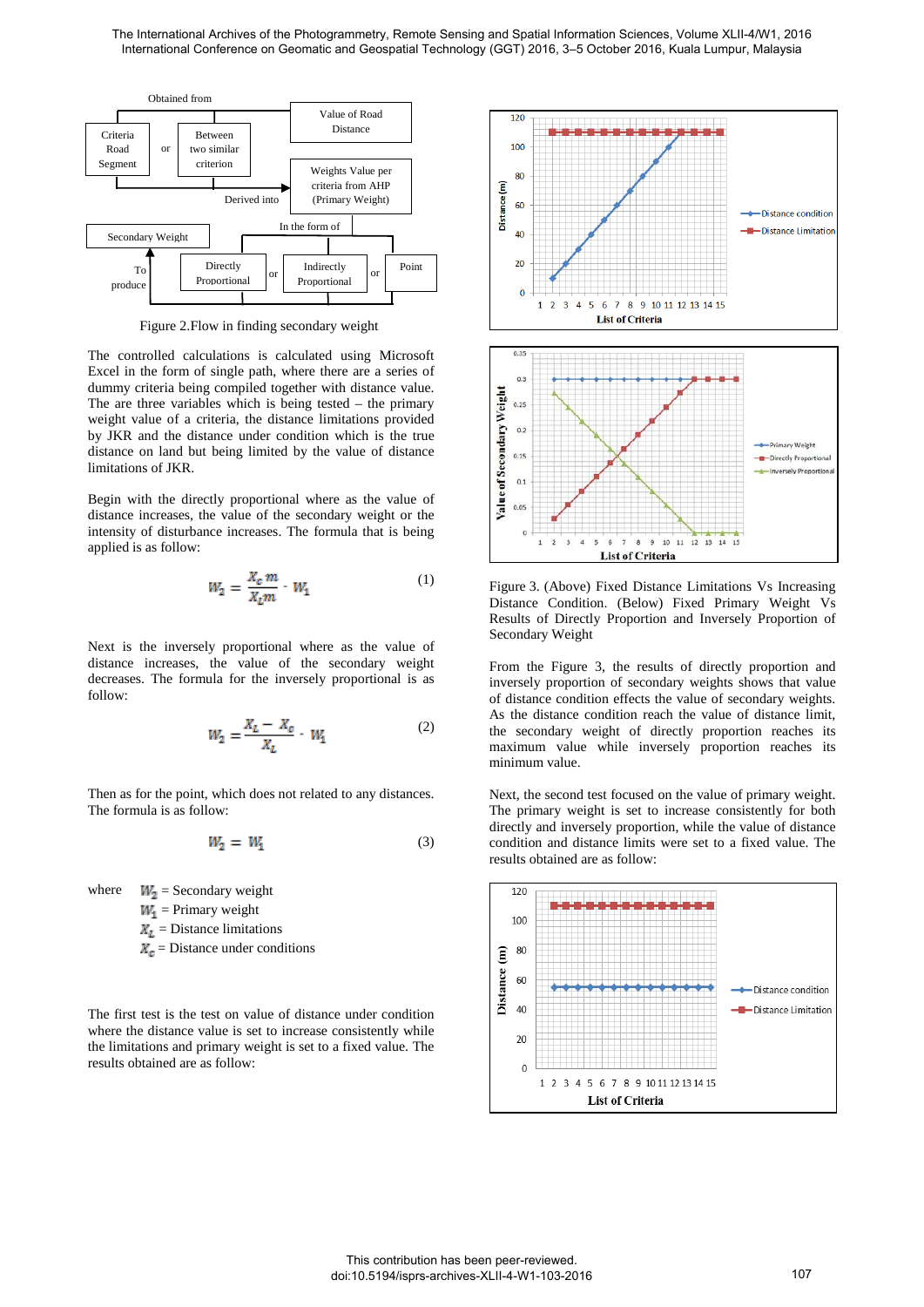Figure 2.Flow in finding secondary weight

The controlled calculations is calculated using Microsoft Excel in the form of single path, where there are a series of dummy criteria being compiled together with distance value. The are three variables which is being tested – the primary weight value of a criteria, the distance limitations provided by JKR and the distance under condition which is the true distance on land but being limited by the value of distance limitations of JKR.

Begin with the directly proportional where as the value of distance increases, the value of the secondary weight or the intensity of disturbance increases. The formula that is being applied is as follow:

$$W_2 = \frac{X_c m}{X_L m} \cdot W_1 \tag{1}$$

Next is the inversely proportional where as the value of distance increases, the value of the secondary weight decreases. The formula for the inversely proportional is as follow:

$$W_2 = \frac{X_L - X_c}{X_L} \cdot W_1 \tag{2}$$

Then as for the point, which does not related to any distances. The formula is as follow:

$$W_2 = W_1 \tag{3}$$

where
$W_2$ = Secondary weight
$W_1$ = Primary weight
$X_L$ = Distance limitations
$X_c$ = Distance under conditions

The first test is the test on value of distance under condition where the distance value is set to increase consistently while the limitations and primary weight is set to a fixed value. The results obtained are as follow:

Figure 3. (Above) Fixed Distance Limitations Vs Increasing Distance Condition. (Below) Fixed Primary Weight Vs Results of Directly Proportion and Inversely Proportion of Secondary Weight

From the Figure 3, the results of directly proportion and inversely proportion of secondary weights shows that value of distance condition effects the value of secondary weights. As the distance condition reach the value of distance limit, the secondary weight of directly proportion reaches its maximum value while inversely proportion reaches its minimum value.

Next, the second test focused on the value of primary weight. The primary weight is set to increase consistently for both directly and inversely proportion, while the value of distance condition and distance limits were set to a fixed value. The results obtained are as follow: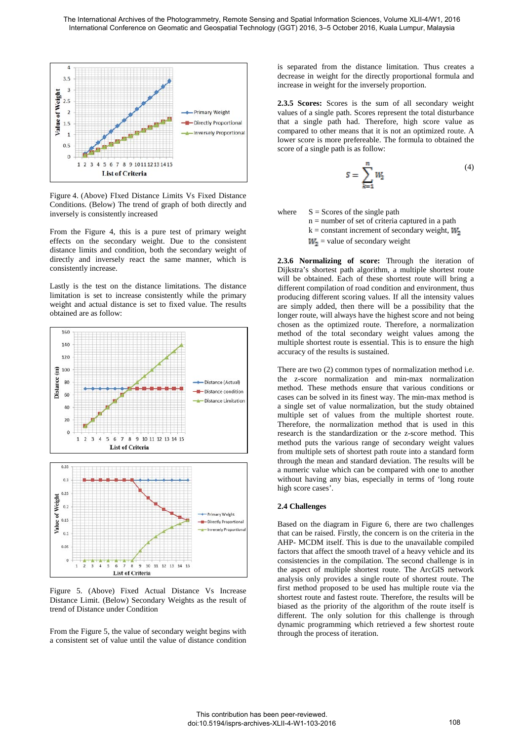Figure 4. (Above) FIxed Distance Limits Vs Fixed Distance Conditions. (Below) The trend of graph of both directly and inversely is consistently increased

From the Figure 4, this is a pure test of primary weight effects on the secondary weight. Due to the consistent distance limits and condition, both the secondary weight of directly and inversely react the same manner, which is consistently increase.

Lastly is the test on the distance limitations. The distance limitation is set to increase consistently while the primary weight and actual distance is set to fixed value. The results obtained are as follow:

Figure 5. (Above) Fixed Actual Distance Vs Increase Distance Limit. (Below) Secondary Weights as the result of trend of Distance under Condition

From the Figure 5, the value of secondary weight begins with a consistent set of value until the value of distance condition is separated from the distance limitation. Thus creates a decrease in weight for the directly proportional formula and increase in weight for the inversely proportion.

**2.3.5 Scores:** Scores is the sum of all secondary weight values of a single path. Scores represent the total disturbance that a single path had. Therefore, high score value as compared to other means that it is not an optimized route. A lower score is more prefereable. The formula to obtained the score of a single path is as follow:

$$S = \sum_{k=1}^{n} W_2 \quad (4)$$

where
S = Scores of the single path
n = number of set of criteria captured in a path
k = constant increment of secondary weight, $W_2$
$W_2$ = value of secondary weight

**2.3.6 Normalizing of score:** Through the iteration of Dijkstra's shortest path algorithm, a multiple shortest route will be obtained. Each of these shortest route will bring a different compilation of road condition and environment, thus producing different scoring values. If all the intensity values are simply added, then there will be a possibility that the longer route, will always have the highest score and not being chosen as the optimized route. Therefore, a normalization method of the total secondary weight values among the multiple shortest route is essential. This is to ensure the high accuracy of the results is sustained.

There are two (2) common types of normalization method i.e. the z-score normalization and min-max normalization method. These methods ensure that various conditions or cases can be solved in its finest way. The min-max method is a single set of value normalization, but the study obtained multiple set of values from the multiple shortest route. Therefore, the normalization method that is used in this research is the standardization or the z-score method. This method puts the various range of secondary weight values from multiple sets of shortest path route into a standard form through the mean and standard deviation. The results will be a numeric value which can be compared with one to another without having any bias, especially in terms of 'long route high score cases'.

### 2.4 Challenges

Based on the diagram in Figure 6, there are two challenges that can be raised. Firstly, the concern is on the criteria in the AHP- MCDM itself. This is due to the unavailable compiled factors that affect the smooth travel of a heavy vehicle and its consistencies in the compilation. The second challenge is in the aspect of multiple shortest route. The ArcGIS network analysis only provides a single route of shortest route. The first method proposed to be used has multiple route via the shortest route and fastest route. Therefore, the results will be biased as the priority of the algorithm of the route itself is different. The only solution for this challenge is through dynamic programming which retrieved a few shortest route through the process of iteration.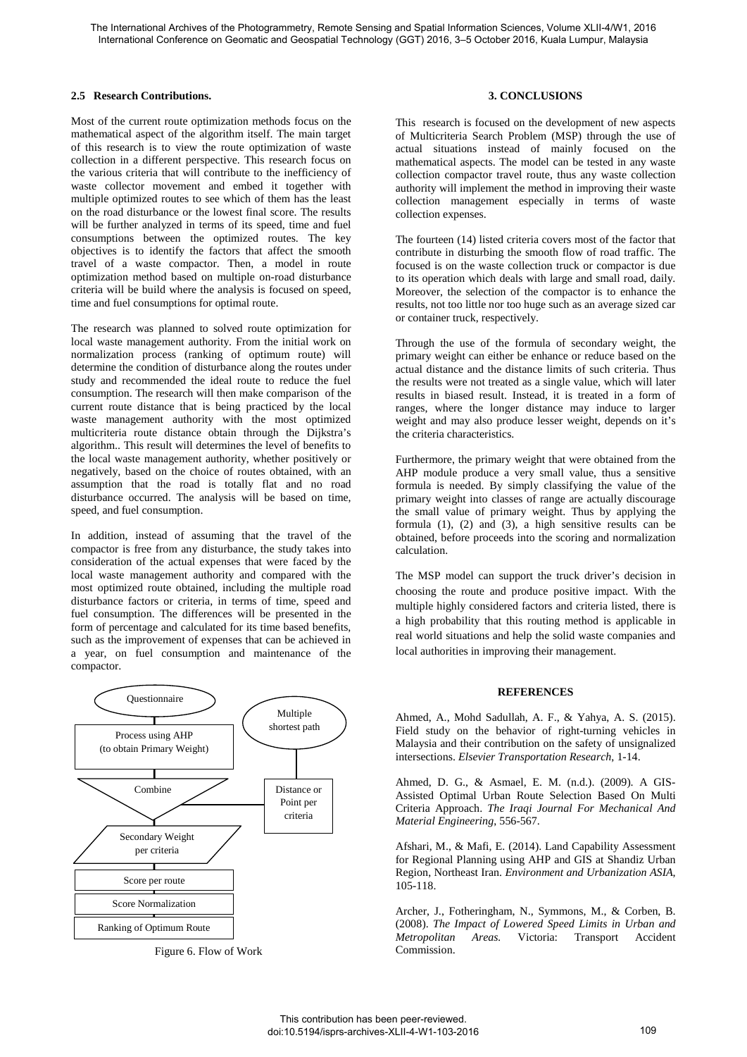### 2.5 Research Contributions.

Most of the current route optimization methods focus on the mathematical aspect of the algorithm itself. The main target of this research is to view the route optimization of waste collection in a different perspective. This research focus on the various criteria that will contribute to the inefficiency of waste collector movement and embed it together with multiple optimized routes to see which of them has the least on the road disturbance or the lowest final score. The results will be further analyzed in terms of its speed, time and fuel consumptions between the optimized routes. The key objectives is to identify the factors that affect the smooth travel of a waste compactor. Then, a model in route optimization method based on multiple on-road disturbance criteria will be build where the analysis is focused on speed, time and fuel consumptions for optimal route.

The research was planned to solved route optimization for local waste management authority. From the initial work on normalization process (ranking of optimum route) will determine the condition of disturbance along the routes under study and recommended the ideal route to reduce the fuel consumption. The research will then make comparison of the current route distance that is being practiced by the local waste management authority with the most optimized multicriteria route distance obtain through the Dijkstra's algorithm.. This result will determines the level of benefits to the local waste management authority, whether positively or negatively, based on the choice of routes obtained, with an assumption that the road is totally flat and no road disturbance occurred. The analysis will be based on time, speed, and fuel consumption.

In addition, instead of assuming that the travel of the compactor is free from any disturbance, the study takes into consideration of the actual expenses that were faced by the local waste management authority and compared with the most optimized route obtained, including the multiple road disturbance factors or criteria, in terms of time, speed and fuel consumption. The differences will be presented in the form of percentage and calculated for its time based benefits, such as the improvement of expenses that can be achieved in a year, on fuel consumption and maintenance of the compactor.

Questionnaire → Process using AHP (to obtain Primary Weight) → Combine ← Distance or Point per criteria ← Multiple shortest path

Combine → Secondary Weight per criteria → Score per route → Score Normalization → Ranking of Optimum Route

Figure 6. Flow of Work

## 3. CONCLUSIONS

This research is focused on the development of new aspects of Multicriteria Search Problem (MSP) through the use of actual situations instead of mainly focused on the mathematical aspects. The model can be tested in any waste collection compactor travel route, thus any waste collection authority will implement the method in improving their waste collection management especially in terms of waste collection expenses.

The fourteen (14) listed criteria covers most of the factor that contribute in disturbing the smooth flow of road traffic. The focused is on the waste collection truck or compactor is due to its operation which deals with large and small road, daily. Moreover, the selection of the compactor is to enhance the results, not too little nor too huge such as an average sized car or container truck, respectively.

Through the use of the formula of secondary weight, the primary weight can either be enhance or reduce based on the actual distance and the distance limits of such criteria. Thus the results were not treated as a single value, which will later results in biased result. Instead, it is treated in a form of ranges, where the longer distance may induce to larger weight and may also produce lesser weight, depends on it's the criteria characteristics.

Furthermore, the primary weight that were obtained from the AHP module produce a very small value, thus a sensitive formula is needed. By simply classifying the value of the primary weight into classes of range are actually discourage the small value of primary weight. Thus by applying the formula (1), (2) and (3), a high sensitive results can be obtained, before proceeds into the scoring and normalization calculation.

The MSP model can support the truck driver's decision in choosing the route and produce positive impact. With the multiple highly considered factors and criteria listed, there is a high probability that this routing method is applicable in real world situations and help the solid waste companies and local authorities in improving their management.

## REFERENCES

Ahmed, A., Mohd Sadullah, A. F., & Yahya, A. S. (2015). Field study on the behavior of right-turning vehicles in Malaysia and their contribution on the safety of unsignalized intersections. *Elsevier Transportation Research*, 1-14.

Ahmed, D. G., & Asmael, E. M. (n.d.). (2009). A GIS-Assisted Optimal Urban Route Selection Based On Multi Criteria Approach. *The Iraqi Journal For Mechanical And Material Engineering*, 556-567.

Afshari, M., & Mafi, E. (2014). Land Capability Assessment for Regional Planning using AHP and GIS at Shandiz Urban Region, Northeast Iran. *Environment and Urbanization ASIA*, 105-118.

Archer, J., Fotheringham, N., Symmons, M., & Corben, B. (2008). *The Impact of Lowered Speed Limits in Urban and Metropolitan Areas.* Victoria: Transport Accident Commission.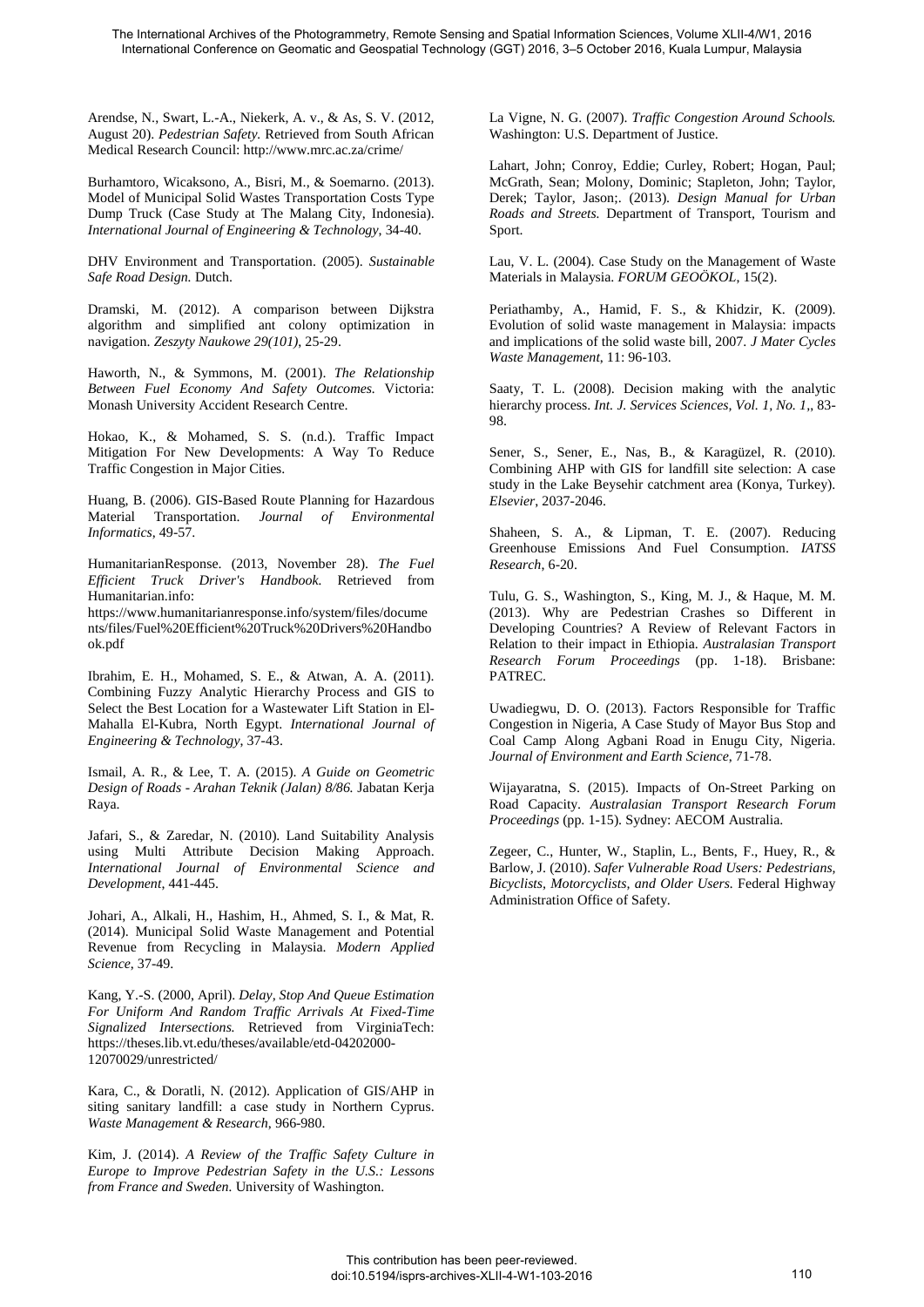Arendse, N., Swart, L.-A., Niekerk, A. v., & As, S. V. (2012, August 20). *Pedestrian Safety.* Retrieved from South African Medical Research Council: http://www.mrc.ac.za/crime/

Burhamtoro, Wicaksono, A., Bisri, M., & Soemarno. (2013). Model of Municipal Solid Wastes Transportation Costs Type Dump Truck (Case Study at The Malang City, Indonesia). *International Journal of Engineering & Technology*, 34-40.

DHV Environment and Transportation. (2005). *Sustainable Safe Road Design.* Dutch.

Dramski, M. (2012). A comparison between Dijkstra algorithm and simplified ant colony optimization in navigation. *Zeszyty Naukowe 29(101)*, 25-29.

Haworth, N., & Symmons, M. (2001). *The Relationship Between Fuel Economy And Safety Outcomes.* Victoria: Monash University Accident Research Centre.

Hokao, K., & Mohamed, S. S. (n.d.). Traffic Impact Mitigation For New Developments: A Way To Reduce Traffic Congestion in Major Cities.

Huang, B. (2006). GIS-Based Route Planning for Hazardous Material Transportation. *Journal of Environmental Informatics*, 49-57.

HumanitarianResponse. (2013, November 28). *The Fuel Efficient Truck Driver's Handbook.* Retrieved from Humanitarian.info: https://www.humanitarianresponse.info/system/files/documents/files/Fuel%20Efficient%20Truck%20Drivers%20Handbook.pdf

Ibrahim, E. H., Mohamed, S. E., & Atwan, A. A. (2011). Combining Fuzzy Analytic Hierarchy Process and GIS to Select the Best Location for a Wastewater Lift Station in El-Mahalla El-Kubra, North Egypt. *International Journal of Engineering & Technology*, 37-43.

Ismail, A. R., & Lee, T. A. (2015). *A Guide on Geometric Design of Roads - Arahan Teknik (Jalan) 8/86.* Jabatan Kerja Raya.

Jafari, S., & Zaredar, N. (2010). Land Suitability Analysis using Multi Attribute Decision Making Approach. *International Journal of Environmental Science and Development*, 441-445.

Johari, A., Alkali, H., Hashim, H., Ahmed, S. I., & Mat, R. (2014). Municipal Solid Waste Management and Potential Revenue from Recycling in Malaysia. *Modern Applied Science*, 37-49.

Kang, Y.-S. (2000, April). *Delay, Stop And Queue Estimation For Uniform And Random Traffic Arrivals At Fixed-Time Signalized Intersections.* Retrieved from VirginiaTech: https://theses.lib.vt.edu/theses/available/etd-04202000-12070029/unrestricted/

Kara, C., & Doratli, N. (2012). Application of GIS/AHP in siting sanitary landfill: a case study in Northern Cyprus. *Waste Management & Research*, 966-980.

Kim, J. (2014). *A Review of the Traffic Safety Culture in Europe to Improve Pedestrian Safety in the U.S.: Lessons from France and Sweden.* University of Washington.

La Vigne, N. G. (2007). *Traffic Congestion Around Schools.* Washington: U.S. Department of Justice.

Lahart, John; Conroy, Eddie; Curley, Robert; Hogan, Paul; McGrath, Sean; Molony, Dominic; Stapleton, John; Taylor, Derek; Taylor, Jason;. (2013). *Design Manual for Urban Roads and Streets.* Department of Transport, Tourism and Sport.

Lau, V. L. (2004). Case Study on the Management of Waste Materials in Malaysia. *FORUM GEOÖKOL*, 15(2).

Periathamby, A., Hamid, F. S., & Khidzir, K. (2009). Evolution of solid waste management in Malaysia: impacts and implications of the solid waste bill, 2007. *J Mater Cycles Waste Management*, 11: 96-103.

Saaty, T. L. (2008). Decision making with the analytic hierarchy process. *Int. J. Services Sciences, Vol. 1, No. 1*,, 83-98.

Sener, S., Sener, E., Nas, B., & Karagüzel, R. (2010). Combining AHP with GIS for landfill site selection: A case study in the Lake Beysehir catchment area (Konya, Turkey). *Elsevier*, 2037-2046.

Shaheen, S. A., & Lipman, T. E. (2007). Reducing Greenhouse Emissions And Fuel Consumption. *IATSS Research*, 6-20.

Tulu, G. S., Washington, S., King, M. J., & Haque, M. M. (2013). Why are Pedestrian Crashes so Different in Developing Countries? A Review of Relevant Factors in Relation to their impact in Ethiopia. *Australasian Transport Research Forum Proceedings* (pp. 1-18). Brisbane: PATREC.

Uwadiegwu, D. O. (2013). Factors Responsible for Traffic Congestion in Nigeria, A Case Study of Mayor Bus Stop and Coal Camp Along Agbani Road in Enugu City, Nigeria. *Journal of Environment and Earth Science*, 71-78.

Wijayaratna, S. (2015). Impacts of On-Street Parking on Road Capacity. *Australasian Transport Research Forum Proceedings* (pp. 1-15). Sydney: AECOM Australia.

Zegeer, C., Hunter, W., Staplin, L., Bents, F., Huey, R., & Barlow, J. (2010). *Safer Vulnerable Road Users: Pedestrians, Bicyclists, Motorcyclists, and Older Users.* Federal Highway Administration Office of Safety.